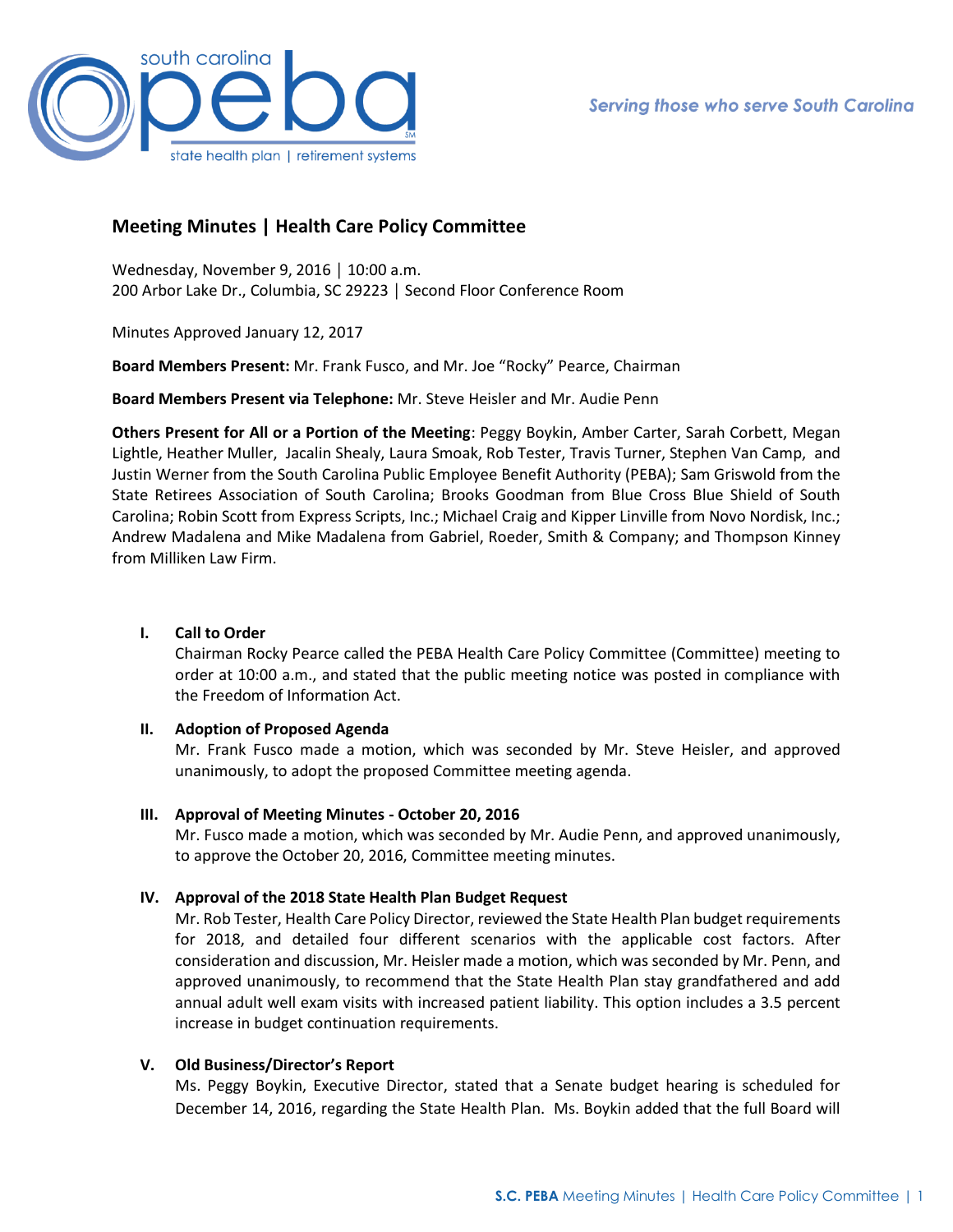# Meeting Minutes | Health Care Policy Committee

Wednesday, November 9, 2016 │ 10:00 a.m.
200 Arbor Lake Dr., Columbia, SC 29223 │ Second Floor Conference Room

Minutes Approved January 12, 2017

**Board Members Present:** Mr. Frank Fusco, and Mr. Joe "Rocky" Pearce, Chairman

**Board Members Present via Telephone:** Mr. Steve Heisler and Mr. Audie Penn

**Others Present for All or a Portion of the Meeting**: Peggy Boykin, Amber Carter, Sarah Corbett, Megan Lightle, Heather Muller, Jacalin Shealy, Laura Smoak, Rob Tester, Travis Turner, Stephen Van Camp, and Justin Werner from the South Carolina Public Employee Benefit Authority (PEBA); Sam Griswold from the State Retirees Association of South Carolina; Brooks Goodman from Blue Cross Blue Shield of South Carolina; Robin Scott from Express Scripts, Inc.; Michael Craig and Kipper Linville from Novo Nordisk, Inc.; Andrew Madalena and Mike Madalena from Gabriel, Roeder, Smith & Company; and Thompson Kinney from Milliken Law Firm.

## I. Call to Order

Chairman Rocky Pearce called the PEBA Health Care Policy Committee (Committee) meeting to order at 10:00 a.m., and stated that the public meeting notice was posted in compliance with the Freedom of Information Act.

## II. Adoption of Proposed Agenda

Mr. Frank Fusco made a motion, which was seconded by Mr. Steve Heisler, and approved unanimously, to adopt the proposed Committee meeting agenda.

## III. Approval of Meeting Minutes - October 20, 2016

Mr. Fusco made a motion, which was seconded by Mr. Audie Penn, and approved unanimously, to approve the October 20, 2016, Committee meeting minutes.

## IV. Approval of the 2018 State Health Plan Budget Request

Mr. Rob Tester, Health Care Policy Director, reviewed the State Health Plan budget requirements for 2018, and detailed four different scenarios with the applicable cost factors. After consideration and discussion, Mr. Heisler made a motion, which was seconded by Mr. Penn, and approved unanimously, to recommend that the State Health Plan stay grandfathered and add annual adult well exam visits with increased patient liability. This option includes a 3.5 percent increase in budget continuation requirements.

## V. Old Business/Director's Report

Ms. Peggy Boykin, Executive Director, stated that a Senate budget hearing is scheduled for December 14, 2016, regarding the State Health Plan. Ms. Boykin added that the full Board will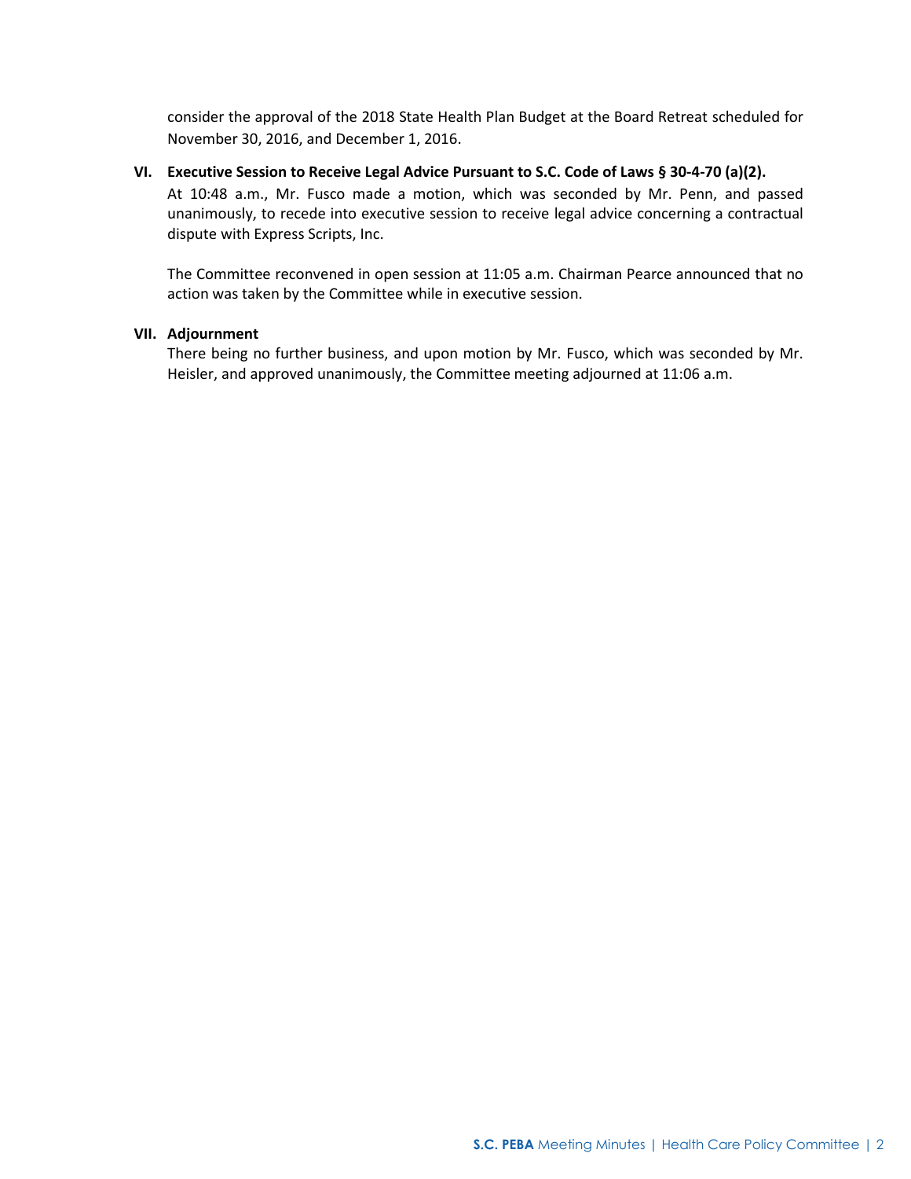consider the approval of the 2018 State Health Plan Budget at the Board Retreat scheduled for November 30, 2016, and December 1, 2016.

**VI. Executive Session to Receive Legal Advice Pursuant to S.C. Code of Laws § 30-4-70 (a)(2).**

At 10:48 a.m., Mr. Fusco made a motion, which was seconded by Mr. Penn, and passed unanimously, to recede into executive session to receive legal advice concerning a contractual dispute with Express Scripts, Inc.

The Committee reconvened in open session at 11:05 a.m. Chairman Pearce announced that no action was taken by the Committee while in executive session.

**VII. Adjournment**

There being no further business, and upon motion by Mr. Fusco, which was seconded by Mr. Heisler, and approved unanimously, the Committee meeting adjourned at 11:06 a.m.